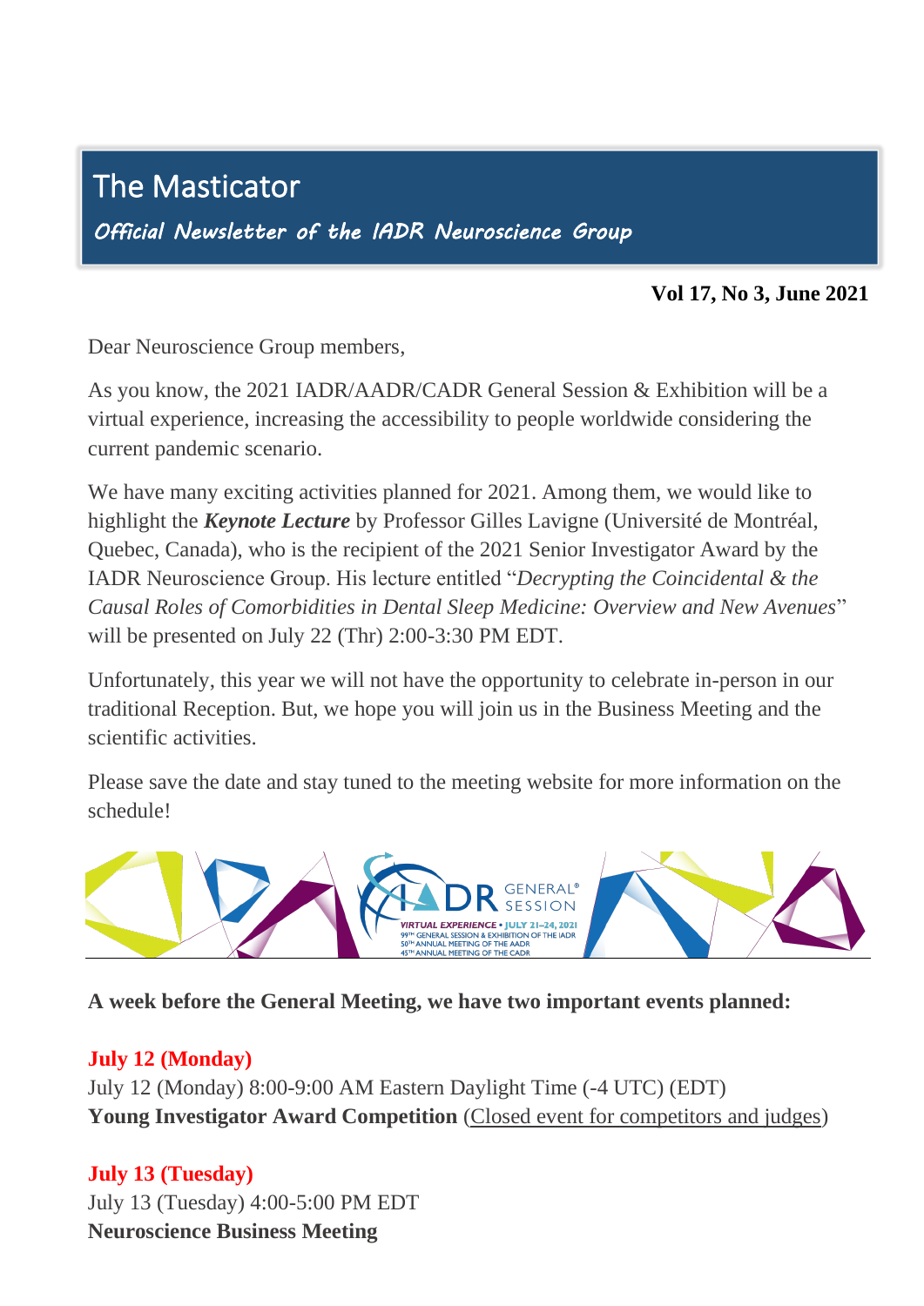# The Masticator

*Official Newsletter of the IADR Neuroscience Group*

**Vol 17, No 3, June 2021**

Dear Neuroscience Group members,

As you know, the 2021 IADR/AADR/CADR General Session & Exhibition will be a virtual experience, increasing the accessibility to people worldwide considering the current pandemic scenario.

We have many exciting activities planned for 2021. Among them, we would like to highlight the ***Keynote Lecture*** by Professor Gilles Lavigne (Université de Montréal, Quebec, Canada), who is the recipient of the 2021 Senior Investigator Award by the IADR Neuroscience Group. His lecture entitled "*Decrypting the Coincidental & the Causal Roles of Comorbidities in Dental Sleep Medicine: Overview and New Avenues*" will be presented on July 22 (Thr) 2:00-3:30 PM EDT.

Unfortunately, this year we will not have the opportunity to celebrate in-person in our traditional Reception. But, we hope you will join us in the Business Meeting and the scientific activities.

Please save the date and stay tuned to the meeting website for more information on the schedule!

**A week before the General Meeting, we have two important events planned:**

**July 12 (Monday)**
July 12 (Monday) 8:00-9:00 AM Eastern Daylight Time (-4 UTC) (EDT)
**Young Investigator Award Competition** (Closed event for competitors and judges)

**July 13 (Tuesday)**
July 13 (Tuesday) 4:00-5:00 PM EDT
**Neuroscience Business Meeting**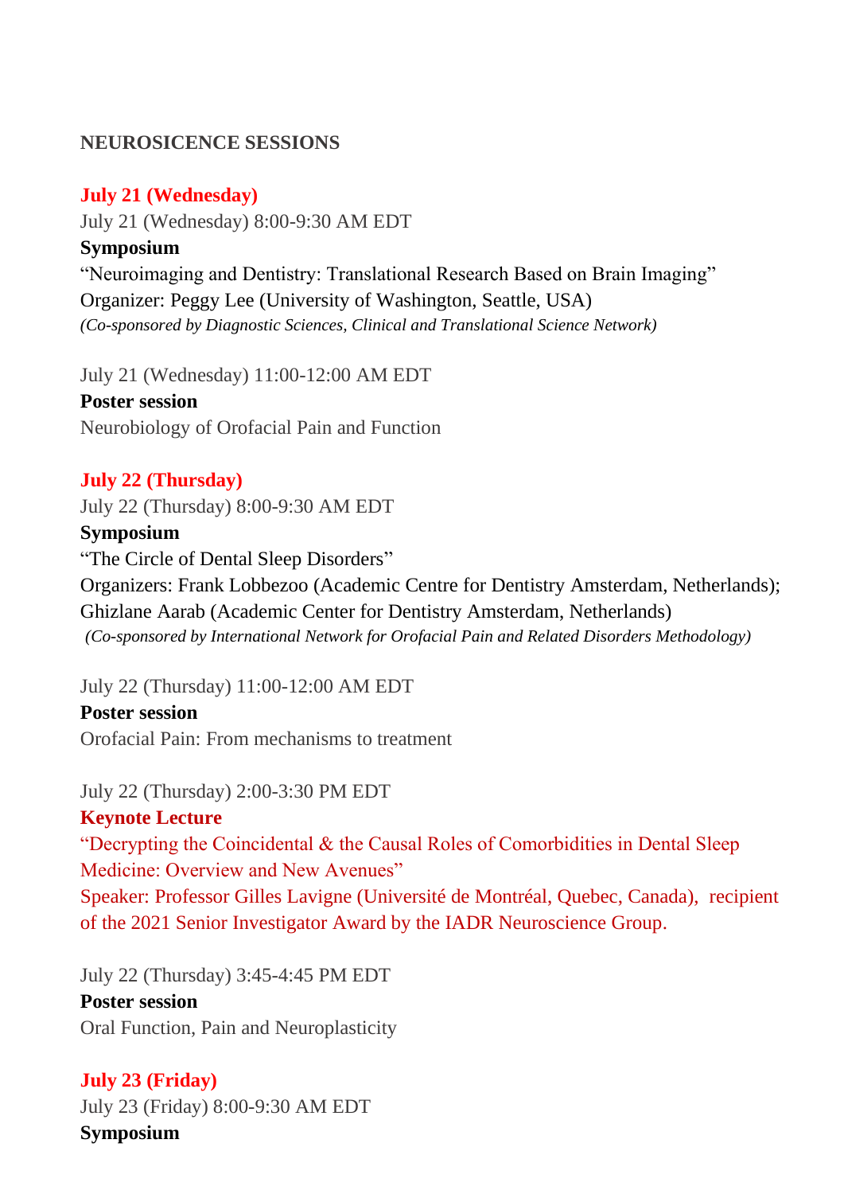## NEUROSICENCE SESSIONS

### July 21 (Wednesday)

July 21 (Wednesday) 8:00-9:30 AM EDT

**Symposium**

"Neuroimaging and Dentistry: Translational Research Based on Brain Imaging"

Organizer: Peggy Lee (University of Washington, Seattle, USA)

*(Co-sponsored by Diagnostic Sciences, Clinical and Translational Science Network)*

July 21 (Wednesday) 11:00-12:00 AM EDT

**Poster session**

Neurobiology of Orofacial Pain and Function

### July 22 (Thursday)

July 22 (Thursday) 8:00-9:30 AM EDT

**Symposium**

"The Circle of Dental Sleep Disorders"

Organizers: Frank Lobbezoo (Academic Centre for Dentistry Amsterdam, Netherlands); Ghizlane Aarab (Academic Center for Dentistry Amsterdam, Netherlands)

*(Co-sponsored by International Network for Orofacial Pain and Related Disorders Methodology)*

July 22 (Thursday) 11:00-12:00 AM EDT

**Poster session**

Orofacial Pain: From mechanisms to treatment

July 22 (Thursday) 2:00-3:30 PM EDT

**Keynote Lecture**

"Decrypting the Coincidental & the Causal Roles of Comorbidities in Dental Sleep Medicine: Overview and New Avenues"

Speaker: Professor Gilles Lavigne (Université de Montréal, Quebec, Canada), recipient of the 2021 Senior Investigator Award by the IADR Neuroscience Group.

July 22 (Thursday) 3:45-4:45 PM EDT

**Poster session**

Oral Function, Pain and Neuroplasticity

### July 23 (Friday)

July 23 (Friday) 8:00-9:30 AM EDT

**Symposium**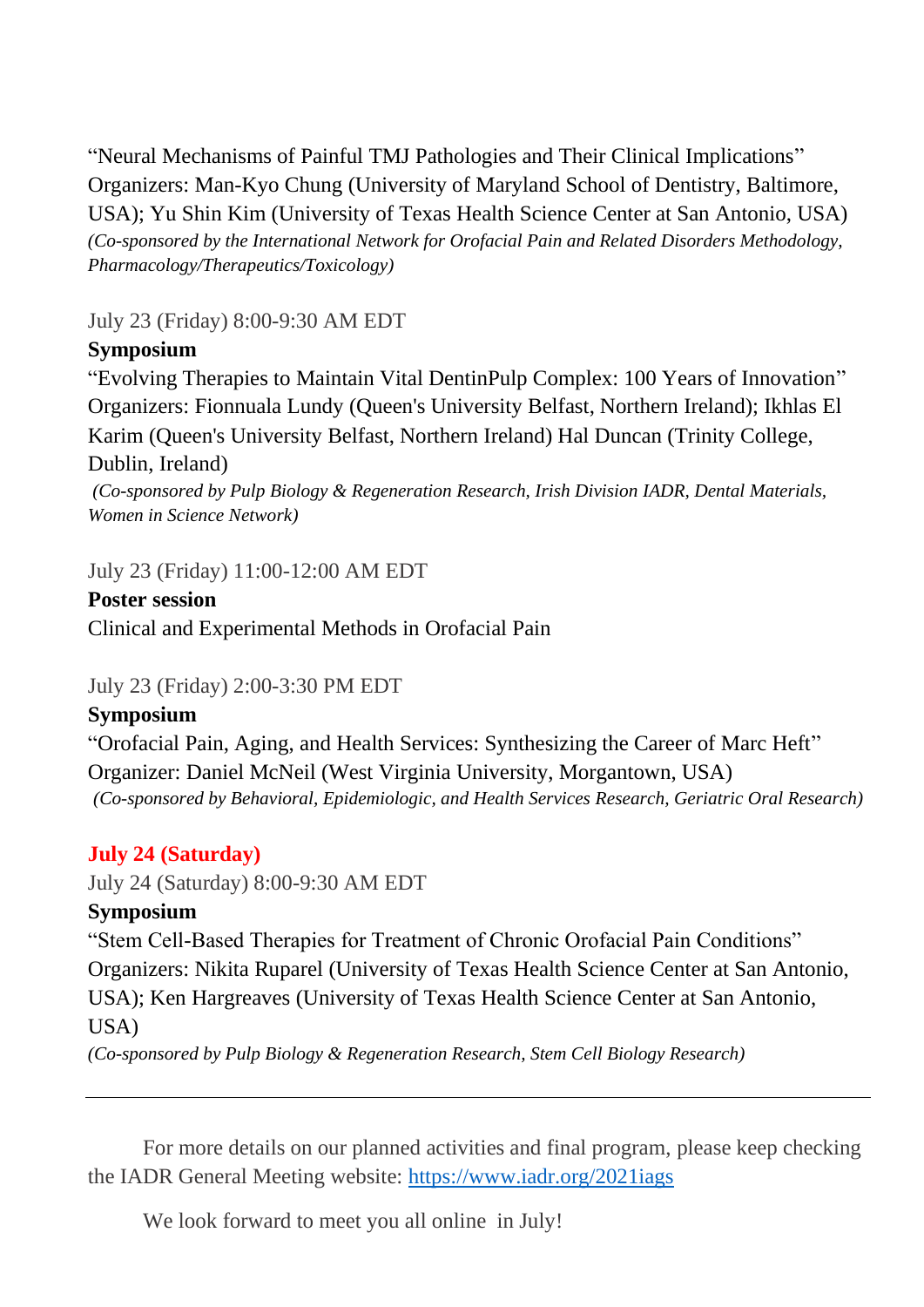"Neural Mechanisms of Painful TMJ Pathologies and Their Clinical Implications"
Organizers: Man-Kyo Chung (University of Maryland School of Dentistry, Baltimore, USA); Yu Shin Kim (University of Texas Health Science Center at San Antonio, USA)
*(Co-sponsored by the International Network for Orofacial Pain and Related Disorders Methodology, Pharmacology/Therapeutics/Toxicology)*

July 23 (Friday) 8:00-9:30 AM EDT
**Symposium**
"Evolving Therapies to Maintain Vital DentinPulp Complex: 100 Years of Innovation"
Organizers: Fionnuala Lundy (Queen's University Belfast, Northern Ireland); Ikhlas El Karim (Queen's University Belfast, Northern Ireland) Hal Duncan (Trinity College, Dublin, Ireland)
*(Co-sponsored by Pulp Biology & Regeneration Research, Irish Division IADR, Dental Materials, Women in Science Network)*

July 23 (Friday) 11:00-12:00 AM EDT
**Poster session**
Clinical and Experimental Methods in Orofacial Pain

July 23 (Friday) 2:00-3:30 PM EDT
**Symposium**
"Orofacial Pain, Aging, and Health Services: Synthesizing the Career of Marc Heft"
Organizer: Daniel McNeil (West Virginia University, Morgantown, USA)
*(Co-sponsored by Behavioral, Epidemiologic, and Health Services Research, Geriatric Oral Research)*

**July 24 (Saturday)**
July 24 (Saturday) 8:00-9:30 AM EDT
**Symposium**
"Stem Cell-Based Therapies for Treatment of Chronic Orofacial Pain Conditions"
Organizers: Nikita Ruparel (University of Texas Health Science Center at San Antonio, USA); Ken Hargreaves (University of Texas Health Science Center at San Antonio, USA)
*(Co-sponsored by Pulp Biology & Regeneration Research, Stem Cell Biology Research)*

---

For more details on our planned activities and final program, please keep checking the IADR General Meeting website: [https://www.iadr.org/2021iags](https://www.iadr.org/2021iags)

We look forward to meet you all online in July!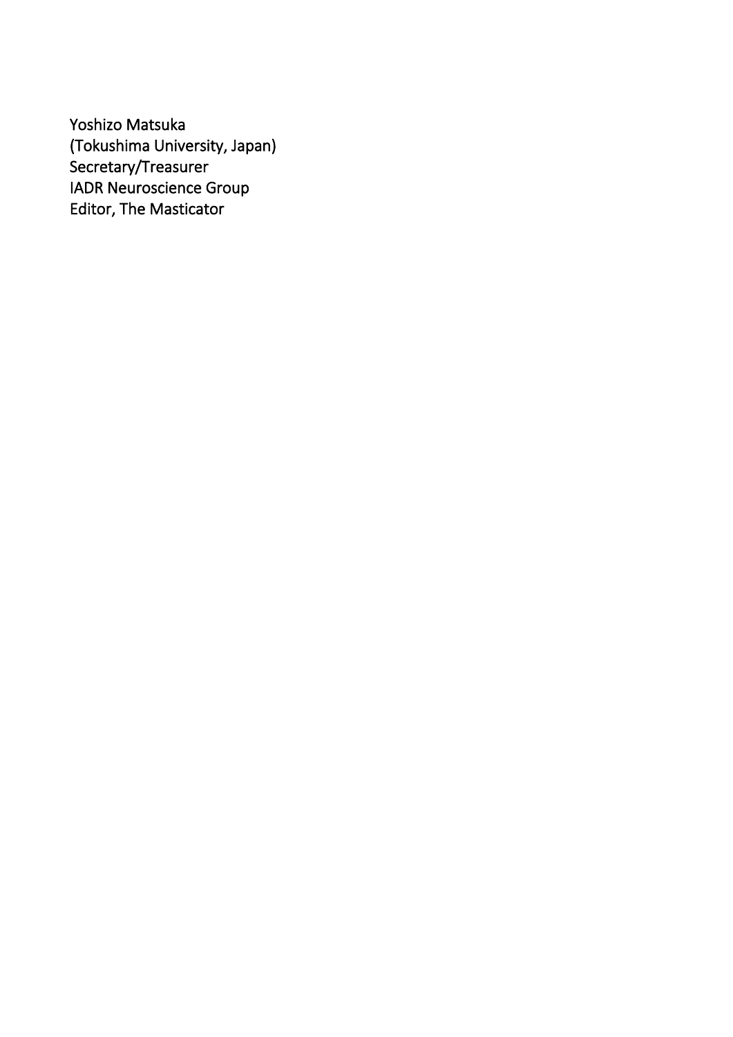Yoshizo Matsuka
(Tokushima University, Japan)
Secretary/Treasurer
IADR Neuroscience Group
Editor, The Masticator